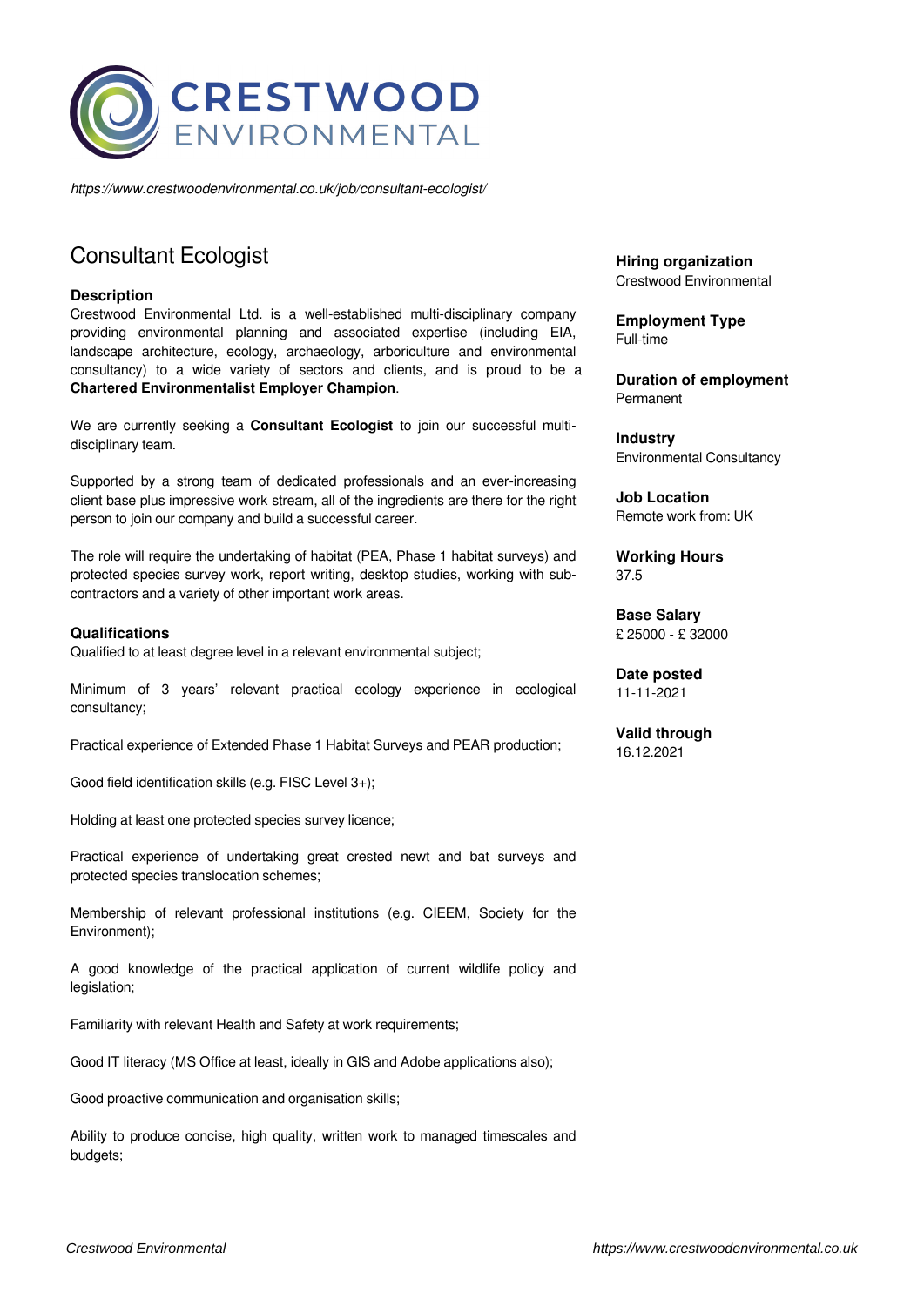CRESTWOOD ENVIRONMENTAL

*https://www.crestwoodenvironmental.co.uk/job/consultant-ecologist/*

# Consultant Ecologist

**Hiring organization**
Crestwood Environmental

**Employment Type**
Full-time

**Duration of employment**
Permanent

**Industry**
Environmental Consultancy

**Job Location**
Remote work from: UK

**Working Hours**
37.5

**Base Salary**
£ 25000 - £ 32000

**Date posted**
11-11-2021

**Valid through**
16.12.2021

### Description

Crestwood Environmental Ltd. is a well-established multi-disciplinary company providing environmental planning and associated expertise (including EIA, landscape architecture, ecology, archaeology, arboriculture and environmental consultancy) to a wide variety of sectors and clients, and is proud to be a **Chartered Environmentalist Employer Champion**.

We are currently seeking a **Consultant Ecologist** to join our successful multi-disciplinary team.

Supported by a strong team of dedicated professionals and an ever-increasing client base plus impressive work stream, all of the ingredients are there for the right person to join our company and build a successful career.

The role will require the undertaking of habitat (PEA, Phase 1 habitat surveys) and protected species survey work, report writing, desktop studies, working with sub-contractors and a variety of other important work areas.

### Qualifications

Qualified to at least degree level in a relevant environmental subject;

Minimum of 3 years' relevant practical ecology experience in ecological consultancy;

Practical experience of Extended Phase 1 Habitat Surveys and PEAR production;

Good field identification skills (e.g. FISC Level 3+);

Holding at least one protected species survey licence;

Practical experience of undertaking great crested newt and bat surveys and protected species translocation schemes;

Membership of relevant professional institutions (e.g. CIEEM, Society for the Environment);

A good knowledge of the practical application of current wildlife policy and legislation;

Familiarity with relevant Health and Safety at work requirements;

Good IT literacy (MS Office at least, ideally in GIS and Adobe applications also);

Good proactive communication and organisation skills;

Ability to produce concise, high quality, written work to managed timescales and budgets;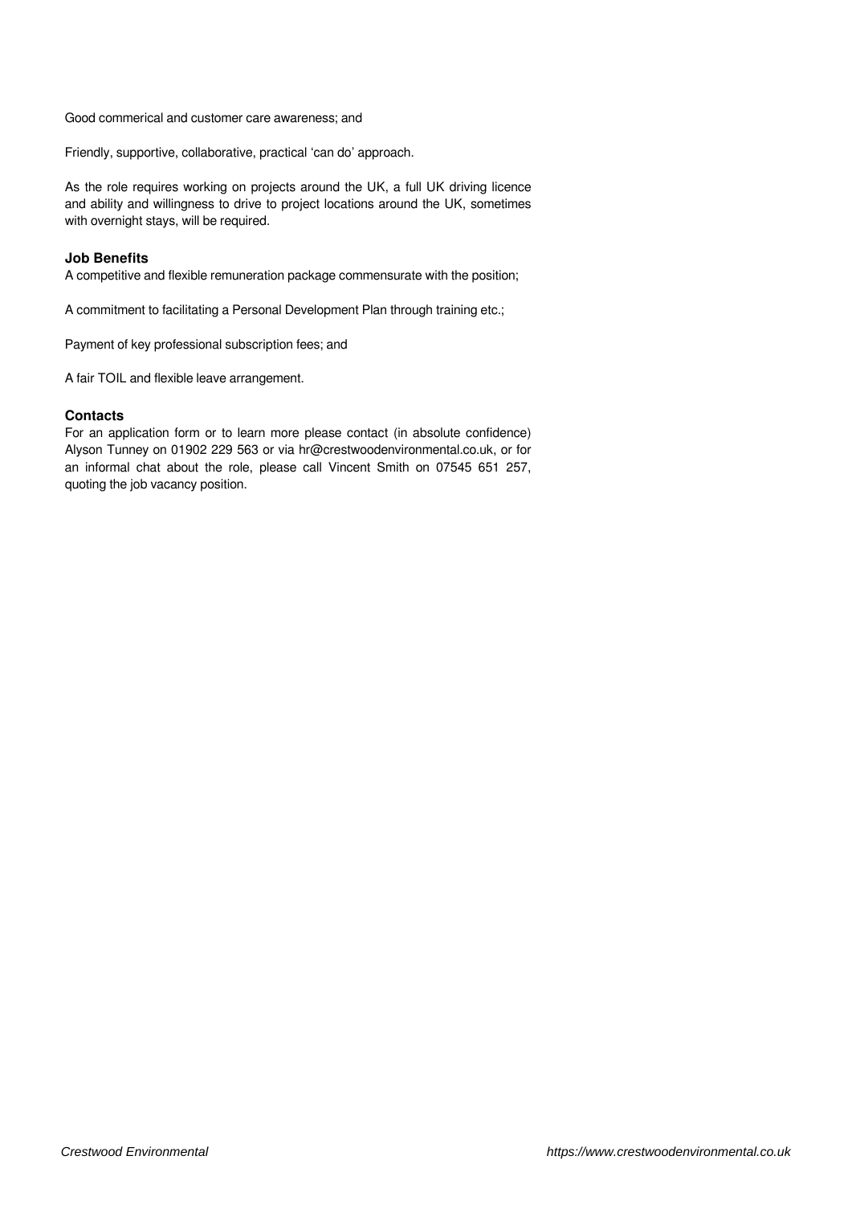Good commerical and customer care awareness; and

Friendly, supportive, collaborative, practical 'can do' approach.

As the role requires working on projects around the UK, a full UK driving licence and ability and willingness to drive to project locations around the UK, sometimes with overnight stays, will be required.

**Job Benefits**

A competitive and flexible remuneration package commensurate with the position;

A commitment to facilitating a Personal Development Plan through training etc.;

Payment of key professional subscription fees; and

A fair TOIL and flexible leave arrangement.

**Contacts**

For an application form or to learn more please contact (in absolute confidence) Alyson Tunney on 01902 229 563 or via hr@crestwoodenvironmental.co.uk, or for an informal chat about the role, please call Vincent Smith on 07545 651 257, quoting the job vacancy position.